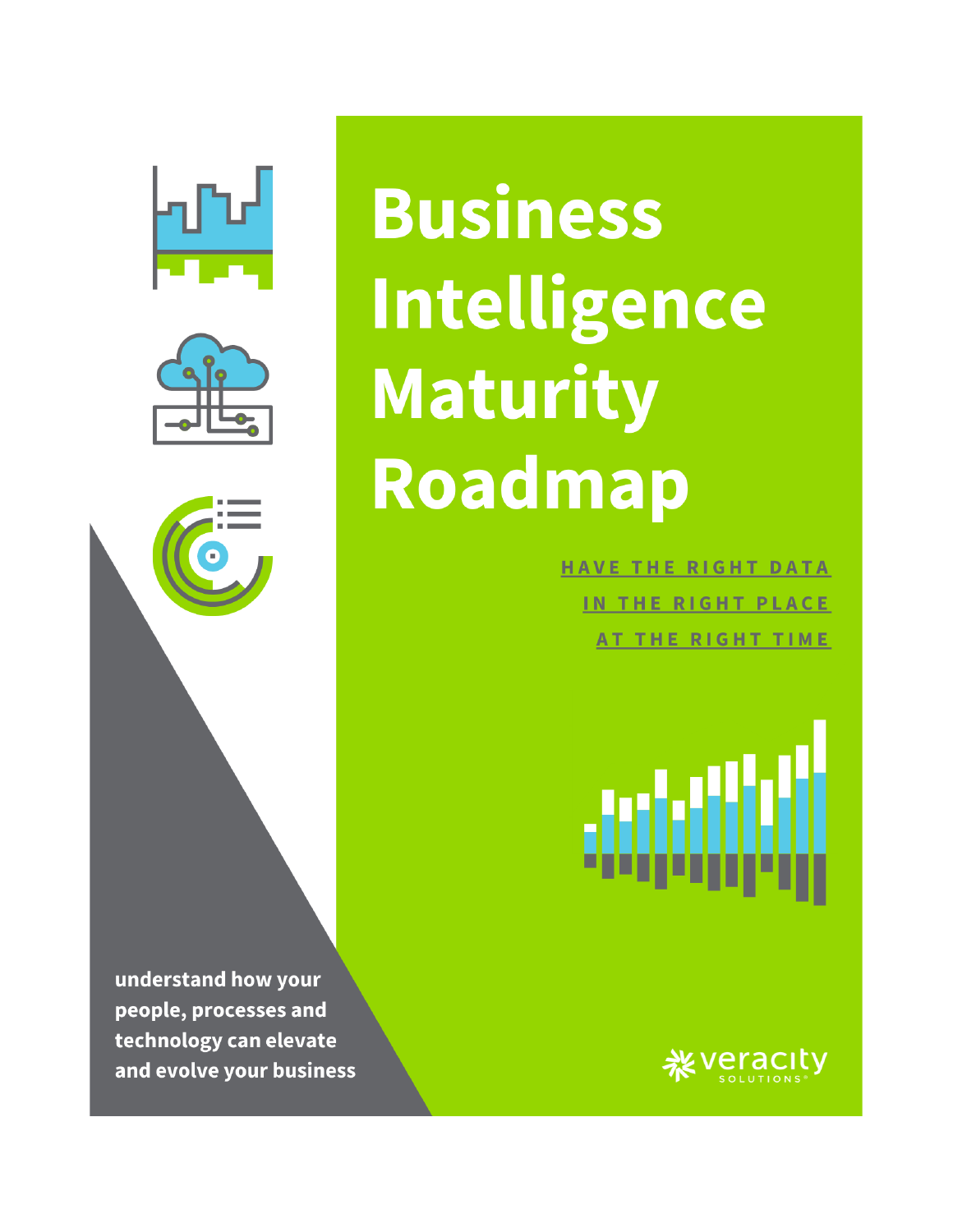# Business Intelligence Maturity Roadmap

HAVE THE RIGHT DATA
IN THE RIGHT PLACE
AT THE RIGHT TIME

**understand how your people, processes and technology can elevate and evolve your business**

veracity SOLUTIONS®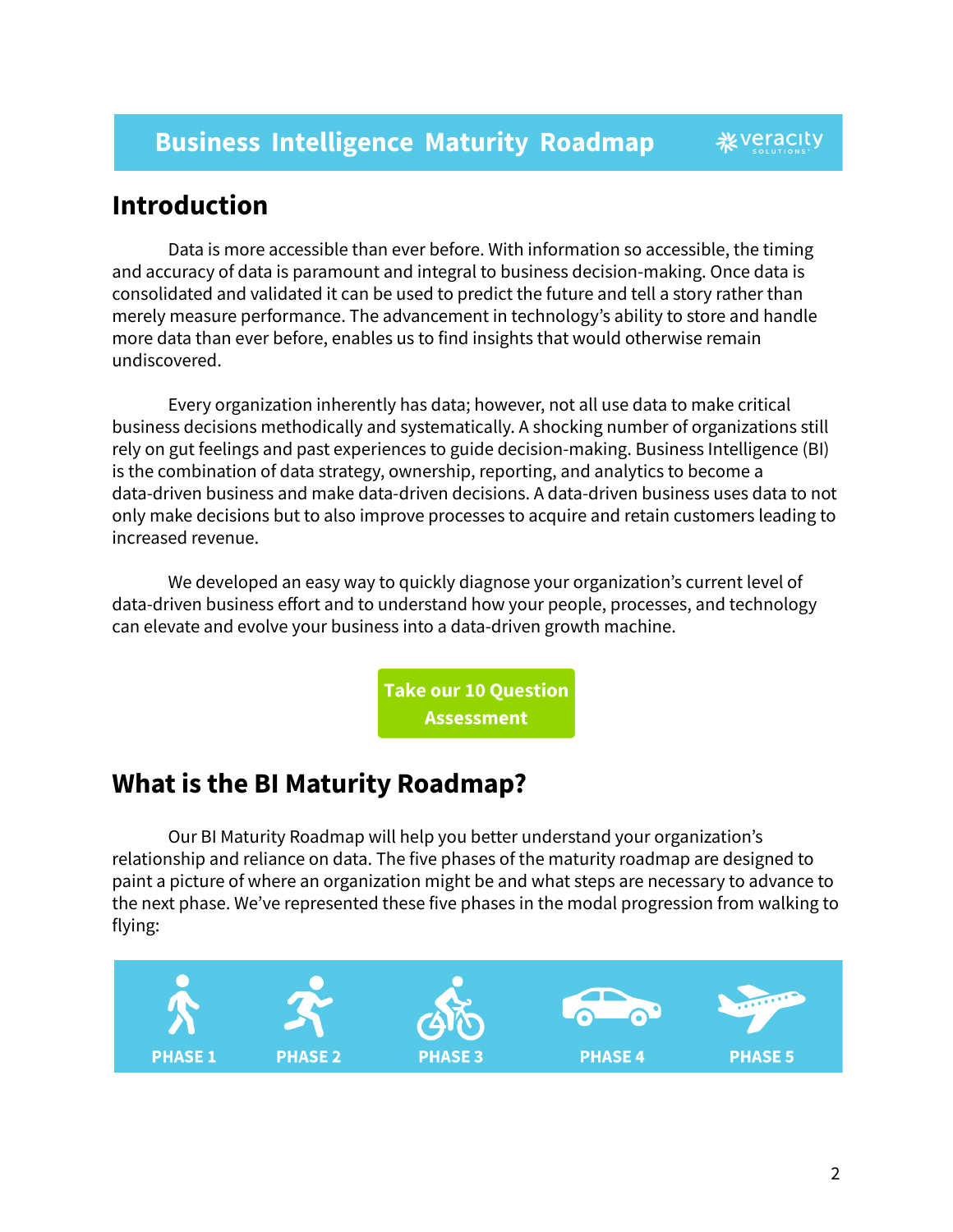# Business Intelligence Maturity Roadmap

## Introduction

Data is more accessible than ever before. With information so accessible, the timing and accuracy of data is paramount and integral to business decision-making. Once data is consolidated and validated it can be used to predict the future and tell a story rather than merely measure performance. The advancement in technology's ability to store and handle more data than ever before, enables us to find insights that would otherwise remain undiscovered.

Every organization inherently has data; however, not all use data to make critical business decisions methodically and systematically. A shocking number of organizations still rely on gut feelings and past experiences to guide decision-making. Business Intelligence (BI) is the combination of data strategy, ownership, reporting, and analytics to become a data-driven business and make data-driven decisions. A data-driven business uses data to not only make decisions but to also improve processes to acquire and retain customers leading to increased revenue.

We developed an easy way to quickly diagnose your organization's current level of data-driven business effort and to understand how your people, processes, and technology can elevate and evolve your business into a data-driven growth machine.

**Take our 10 Question Assessment**

## What is the BI Maturity Roadmap?

Our BI Maturity Roadmap will help you better understand your organization's relationship and reliance on data. The five phases of the maturity roadmap are designed to paint a picture of where an organization might be and what steps are necessary to advance to the next phase. We've represented these five phases in the modal progression from walking to flying:

PHASE 1 | PHASE 2 | PHASE 3 | PHASE 4 | PHASE 5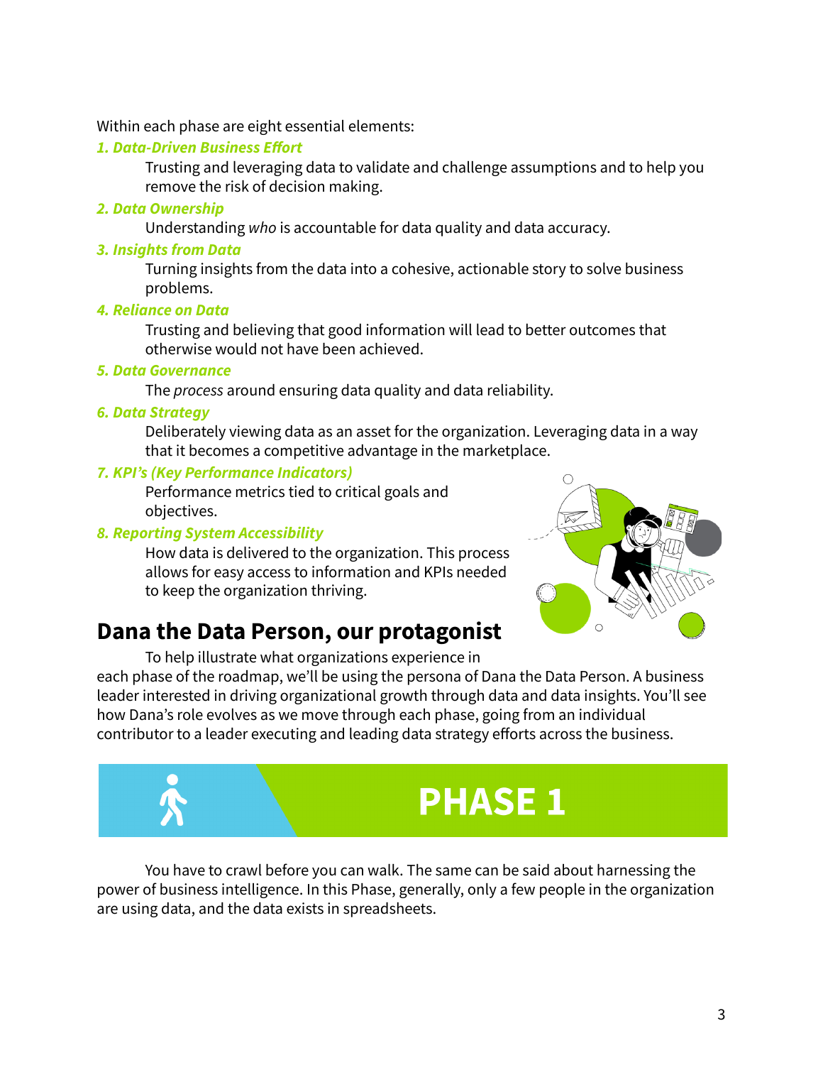Within each phase are eight essential elements:

***1. Data-Driven Business Effort***

Trusting and leveraging data to validate and challenge assumptions and to help you remove the risk of decision making.

***2. Data Ownership***

Understanding *who* is accountable for data quality and data accuracy.

***3. Insights from Data***

Turning insights from the data into a cohesive, actionable story to solve business problems.

***4. Reliance on Data***

Trusting and believing that good information will lead to better outcomes that otherwise would not have been achieved.

***5. Data Governance***

The *process* around ensuring data quality and data reliability.

***6. Data Strategy***

Deliberately viewing data as an asset for the organization. Leveraging data in a way that it becomes a competitive advantage in the marketplace.

***7. KPI's (Key Performance Indicators)***

Performance metrics tied to critical goals and objectives.

***8. Reporting System Accessibility***

How data is delivered to the organization. This process allows for easy access to information and KPIs needed to keep the organization thriving.

## Dana the Data Person, our protagonist

To help illustrate what organizations experience in each phase of the roadmap, we'll be using the persona of Dana the Data Person. A business leader interested in driving organizational growth through data and data insights. You'll see how Dana's role evolves as we move through each phase, going from an individual contributor to a leader executing and leading data strategy efforts across the business.

# PHASE 1

You have to crawl before you can walk. The same can be said about harnessing the power of business intelligence. In this Phase, generally, only a few people in the organization are using data, and the data exists in spreadsheets.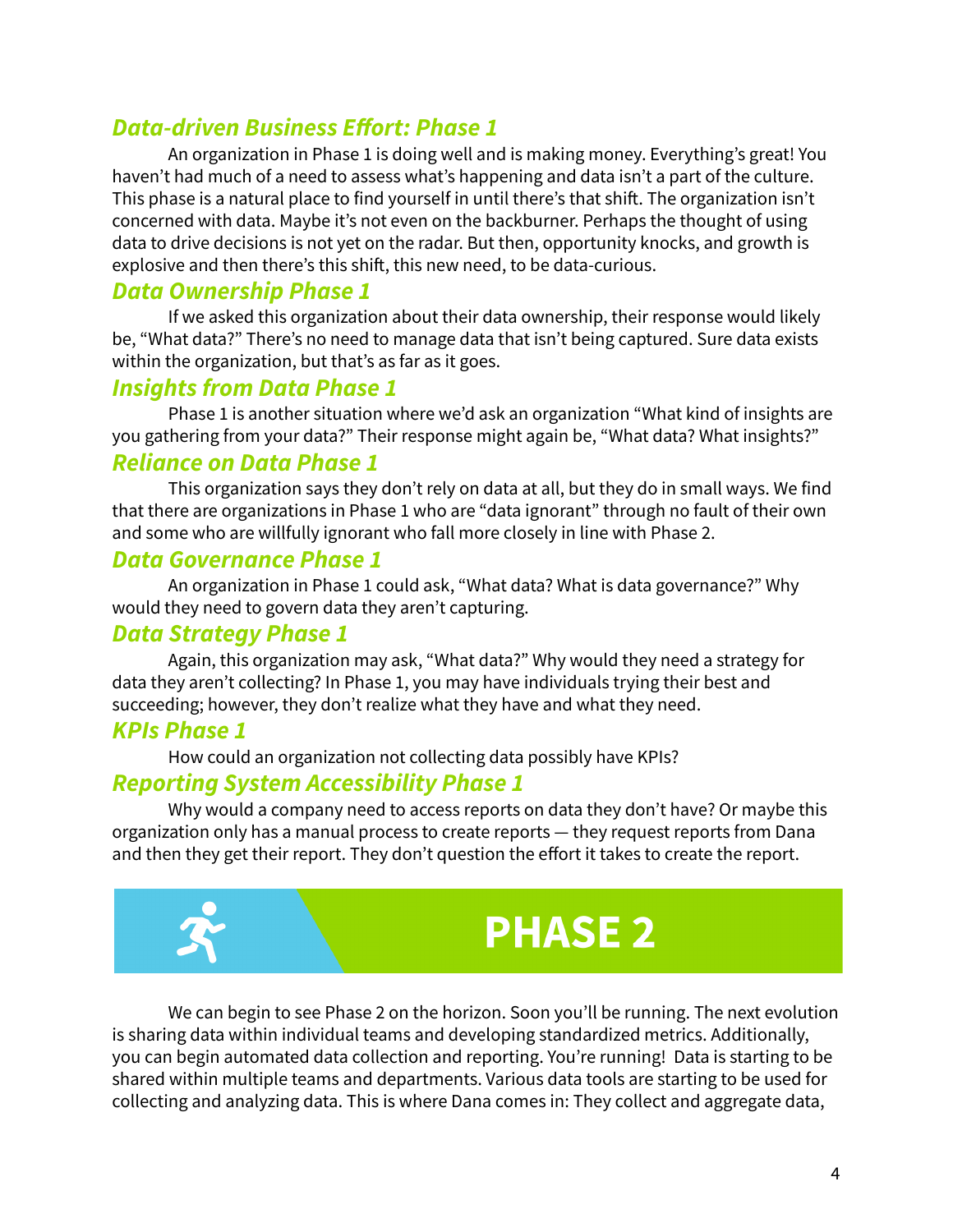### *Data-driven Business Effort: Phase 1*

An organization in Phase 1 is doing well and is making money. Everything's great! You haven't had much of a need to assess what's happening and data isn't a part of the culture. This phase is a natural place to find yourself in until there's that shift. The organization isn't concerned with data. Maybe it's not even on the backburner. Perhaps the thought of using data to drive decisions is not yet on the radar. But then, opportunity knocks, and growth is explosive and then there's this shift, this new need, to be data-curious.

### *Data Ownership Phase 1*

If we asked this organization about their data ownership, their response would likely be, "What data?" There's no need to manage data that isn't being captured. Sure data exists within the organization, but that's as far as it goes.

### *Insights from Data Phase 1*

Phase 1 is another situation where we'd ask an organization "What kind of insights are you gathering from your data?" Their response might again be, "What data? What insights?"

### *Reliance on Data Phase 1*

This organization says they don't rely on data at all, but they do in small ways. We find that there are organizations in Phase 1 who are "data ignorant" through no fault of their own and some who are willfully ignorant who fall more closely in line with Phase 2.

### *Data Governance Phase 1*

An organization in Phase 1 could ask, "What data? What is data governance?" Why would they need to govern data they aren't capturing.

### *Data Strategy Phase 1*

Again, this organization may ask, "What data?" Why would they need a strategy for data they aren't collecting? In Phase 1, you may have individuals trying their best and succeeding; however, they don't realize what they have and what they need.

### *KPIs Phase 1*

How could an organization not collecting data possibly have KPIs?

### *Reporting System Accessibility Phase 1*

Why would a company need to access reports on data they don't have? Or maybe this organization only has a manual process to create reports — they request reports from Dana and then they get their report. They don't question the effort it takes to create the report.

## PHASE 2

We can begin to see Phase 2 on the horizon. Soon you'll be running. The next evolution is sharing data within individual teams and developing standardized metrics. Additionally, you can begin automated data collection and reporting. You're running! Data is starting to be shared within multiple teams and departments. Various data tools are starting to be used for collecting and analyzing data. This is where Dana comes in: They collect and aggregate data,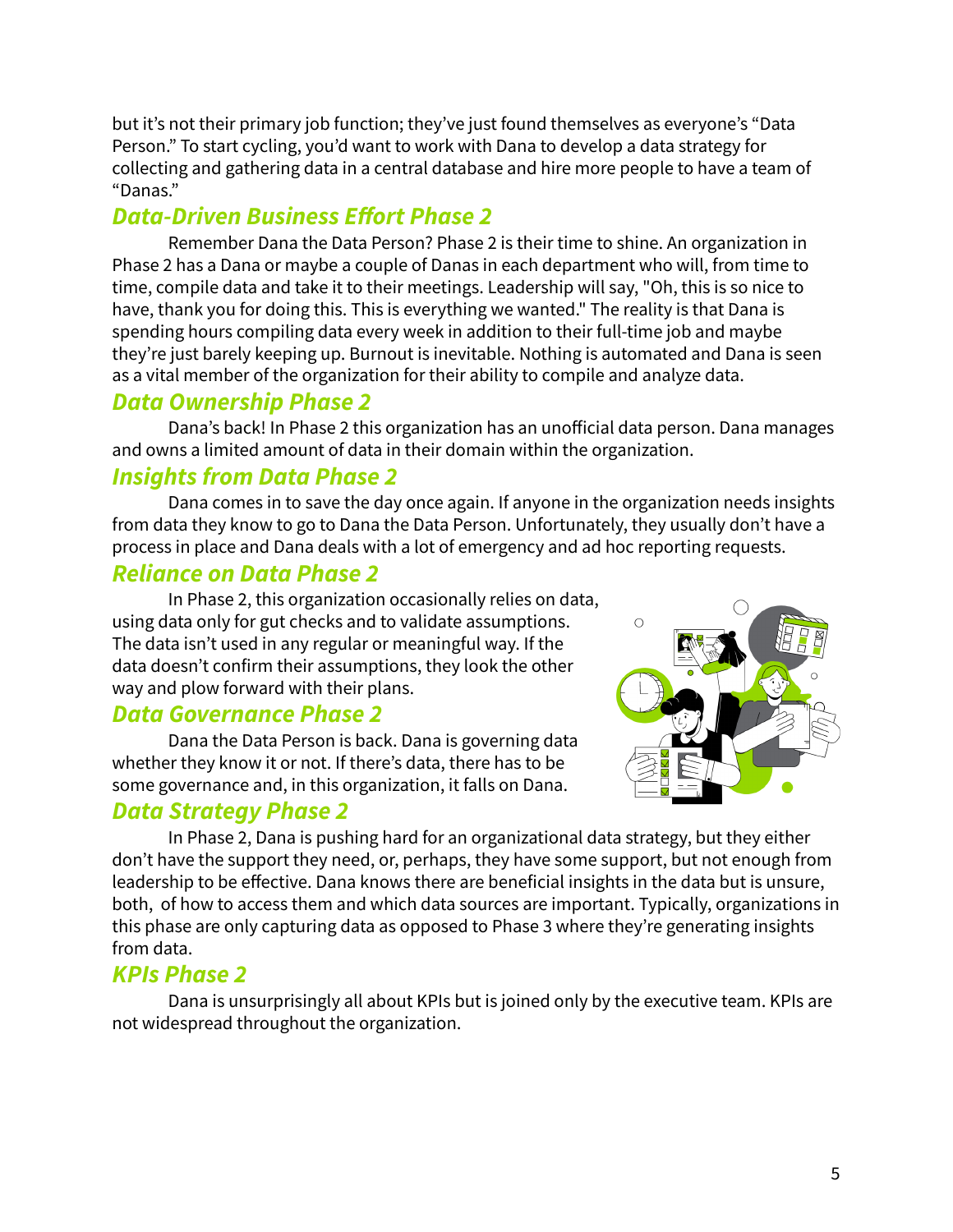but it's not their primary job function; they've just found themselves as everyone's "Data Person." To start cycling, you'd want to work with Dana to develop a data strategy for collecting and gathering data in a central database and hire more people to have a team of "Danas."

## *Data-Driven Business Effort Phase 2*

Remember Dana the Data Person? Phase 2 is their time to shine. An organization in Phase 2 has a Dana or maybe a couple of Danas in each department who will, from time to time, compile data and take it to their meetings. Leadership will say, "Oh, this is so nice to have, thank you for doing this. This is everything we wanted." The reality is that Dana is spending hours compiling data every week in addition to their full-time job and maybe they're just barely keeping up. Burnout is inevitable. Nothing is automated and Dana is seen as a vital member of the organization for their ability to compile and analyze data.

## *Data Ownership Phase 2*

Dana's back! In Phase 2 this organization has an unofficial data person. Dana manages and owns a limited amount of data in their domain within the organization.

## *Insights from Data Phase 2*

Dana comes in to save the day once again. If anyone in the organization needs insights from data they know to go to Dana the Data Person. Unfortunately, they usually don't have a process in place and Dana deals with a lot of emergency and ad hoc reporting requests.

## *Reliance on Data Phase 2*

In Phase 2, this organization occasionally relies on data, using data only for gut checks and to validate assumptions. The data isn't used in any regular or meaningful way. If the data doesn't confirm their assumptions, they look the other way and plow forward with their plans.

## *Data Governance Phase 2*

Dana the Data Person is back. Dana is governing data whether they know it or not. If there's data, there has to be some governance and, in this organization, it falls on Dana.

## *Data Strategy Phase 2*

In Phase 2, Dana is pushing hard for an organizational data strategy, but they either don't have the support they need, or, perhaps, they have some support, but not enough from leadership to be effective. Dana knows there are beneficial insights in the data but is unsure, both, of how to access them and which data sources are important. Typically, organizations in this phase are only capturing data as opposed to Phase 3 where they're generating insights from data.

## *KPIs Phase 2*

Dana is unsurprisingly all about KPIs but is joined only by the executive team. KPIs are not widespread throughout the organization.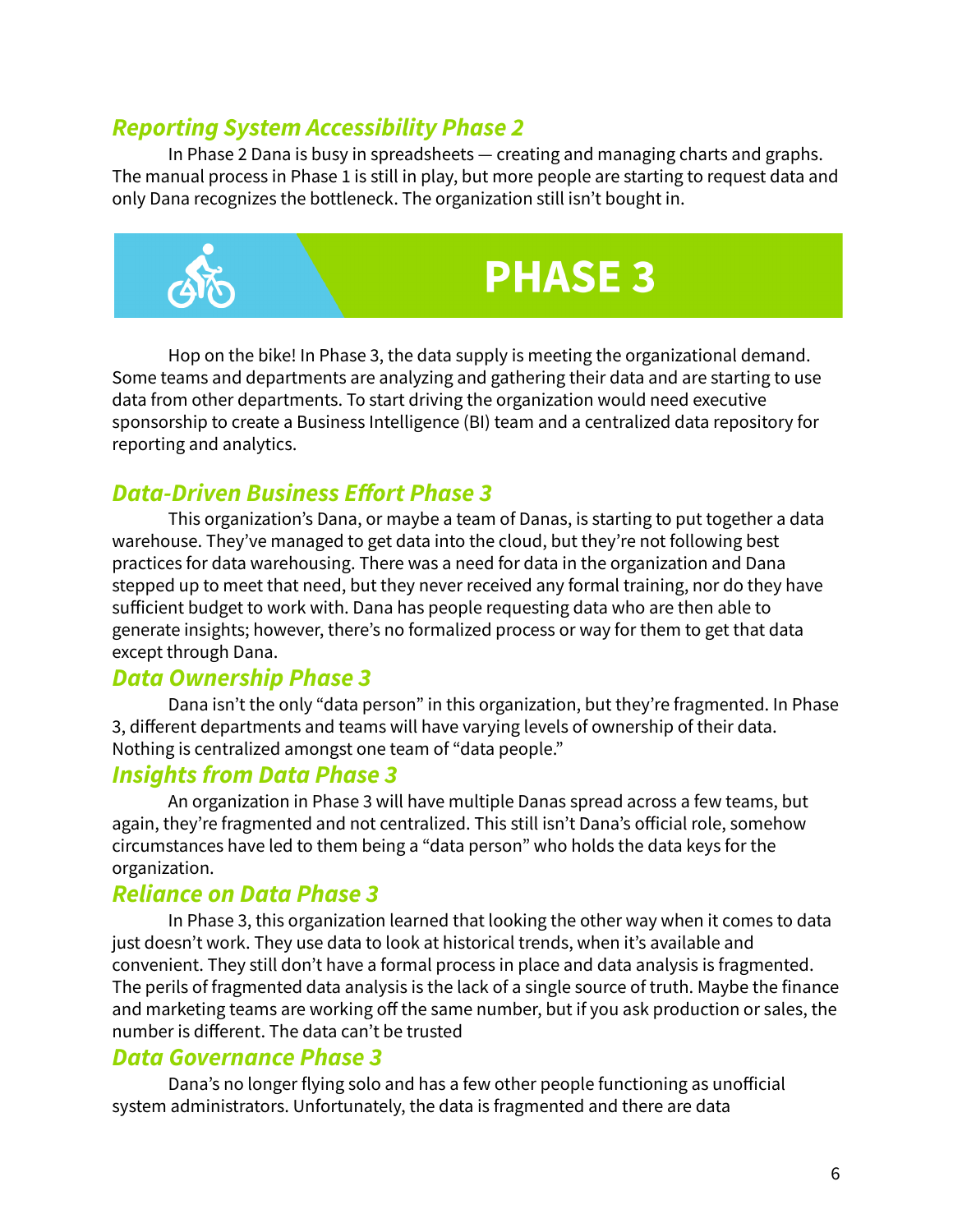### *Reporting System Accessibility Phase 2*

In Phase 2 Dana is busy in spreadsheets — creating and managing charts and graphs. The manual process in Phase 1 is still in play, but more people are starting to request data and only Dana recognizes the bottleneck. The organization still isn't bought in.

# PHASE 3

Hop on the bike! In Phase 3, the data supply is meeting the organizational demand. Some teams and departments are analyzing and gathering their data and are starting to use data from other departments. To start driving the organization would need executive sponsorship to create a Business Intelligence (BI) team and a centralized data repository for reporting and analytics.

### *Data-Driven Business Effort Phase 3*

This organization's Dana, or maybe a team of Danas, is starting to put together a data warehouse. They've managed to get data into the cloud, but they're not following best practices for data warehousing. There was a need for data in the organization and Dana stepped up to meet that need, but they never received any formal training, nor do they have sufficient budget to work with. Dana has people requesting data who are then able to generate insights; however, there's no formalized process or way for them to get that data except through Dana.

### *Data Ownership Phase 3*

Dana isn't the only "data person" in this organization, but they're fragmented. In Phase 3, different departments and teams will have varying levels of ownership of their data. Nothing is centralized amongst one team of "data people."

### *Insights from Data Phase 3*

An organization in Phase 3 will have multiple Danas spread across a few teams, but again, they're fragmented and not centralized. This still isn't Dana's official role, somehow circumstances have led to them being a "data person" who holds the data keys for the organization.

### *Reliance on Data Phase 3*

In Phase 3, this organization learned that looking the other way when it comes to data just doesn't work. They use data to look at historical trends, when it's available and convenient. They still don't have a formal process in place and data analysis is fragmented. The perils of fragmented data analysis is the lack of a single source of truth. Maybe the finance and marketing teams are working off the same number, but if you ask production or sales, the number is different. The data can't be trusted

### *Data Governance Phase 3*

Dana's no longer flying solo and has a few other people functioning as unofficial system administrators. Unfortunately, the data is fragmented and there are data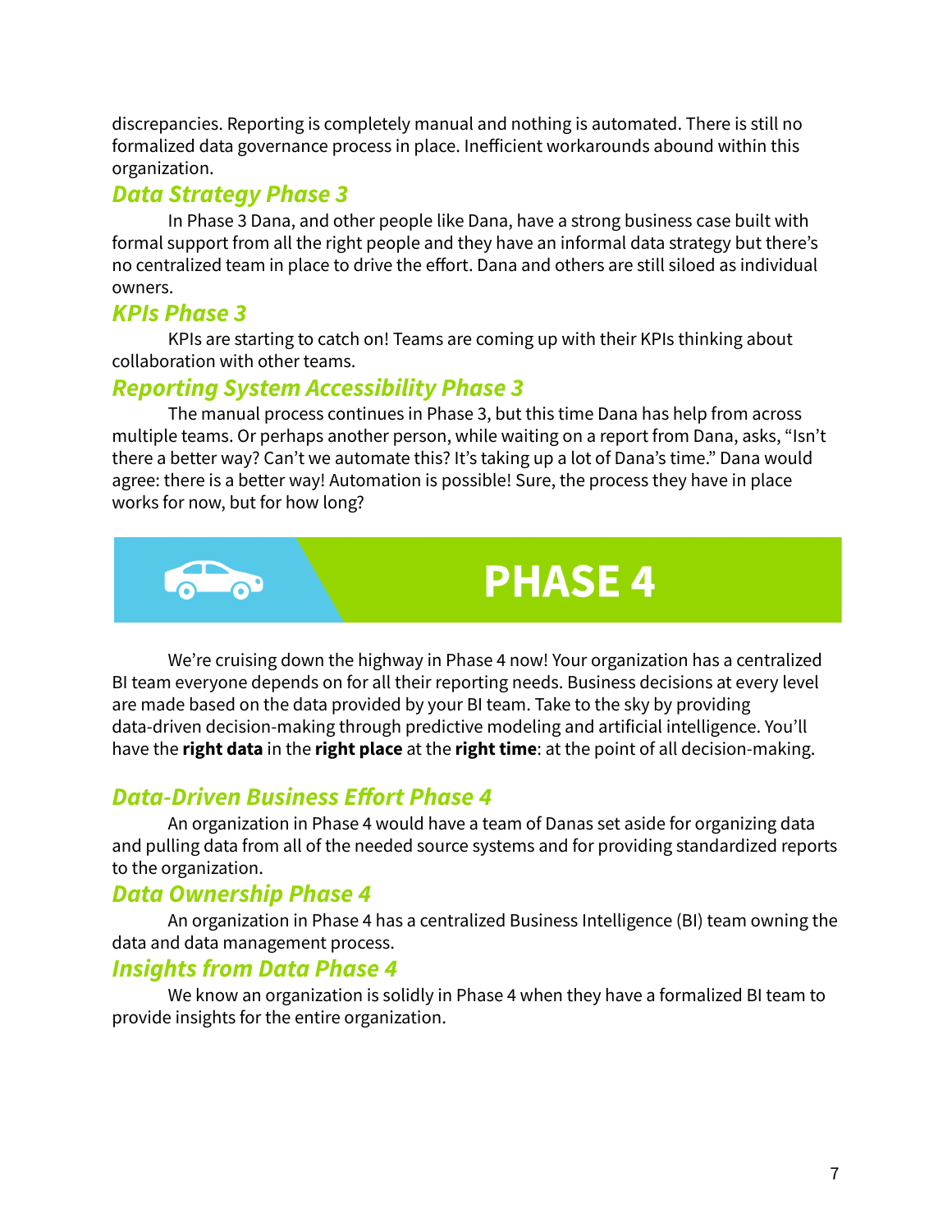discrepancies. Reporting is completely manual and nothing is automated. There is still no formalized data governance process in place. Inefficient workarounds abound within this organization.

### *Data Strategy Phase 3*

In Phase 3 Dana, and other people like Dana, have a strong business case built with formal support from all the right people and they have an informal data strategy but there's no centralized team in place to drive the effort. Dana and others are still siloed as individual owners.

### *KPIs Phase 3*

KPIs are starting to catch on! Teams are coming up with their KPIs thinking about collaboration with other teams.

### *Reporting System Accessibility Phase 3*

The manual process continues in Phase 3, but this time Dana has help from across multiple teams. Or perhaps another person, while waiting on a report from Dana, asks, "Isn't there a better way? Can't we automate this? It's taking up a lot of Dana's time." Dana would agree: there is a better way! Automation is possible! Sure, the process they have in place works for now, but for how long?

## PHASE 4

We're cruising down the highway in Phase 4 now! Your organization has a centralized BI team everyone depends on for all their reporting needs. Business decisions at every level are made based on the data provided by your BI team. Take to the sky by providing data-driven decision-making through predictive modeling and artificial intelligence. You'll have the **right data** in the **right place** at the **right time**: at the point of all decision-making.

### *Data-Driven Business Effort Phase 4*

An organization in Phase 4 would have a team of Danas set aside for organizing data and pulling data from all of the needed source systems and for providing standardized reports to the organization.

### *Data Ownership Phase 4*

An organization in Phase 4 has a centralized Business Intelligence (BI) team owning the data and data management process.

### *Insights from Data Phase 4*

We know an organization is solidly in Phase 4 when they have a formalized BI team to provide insights for the entire organization.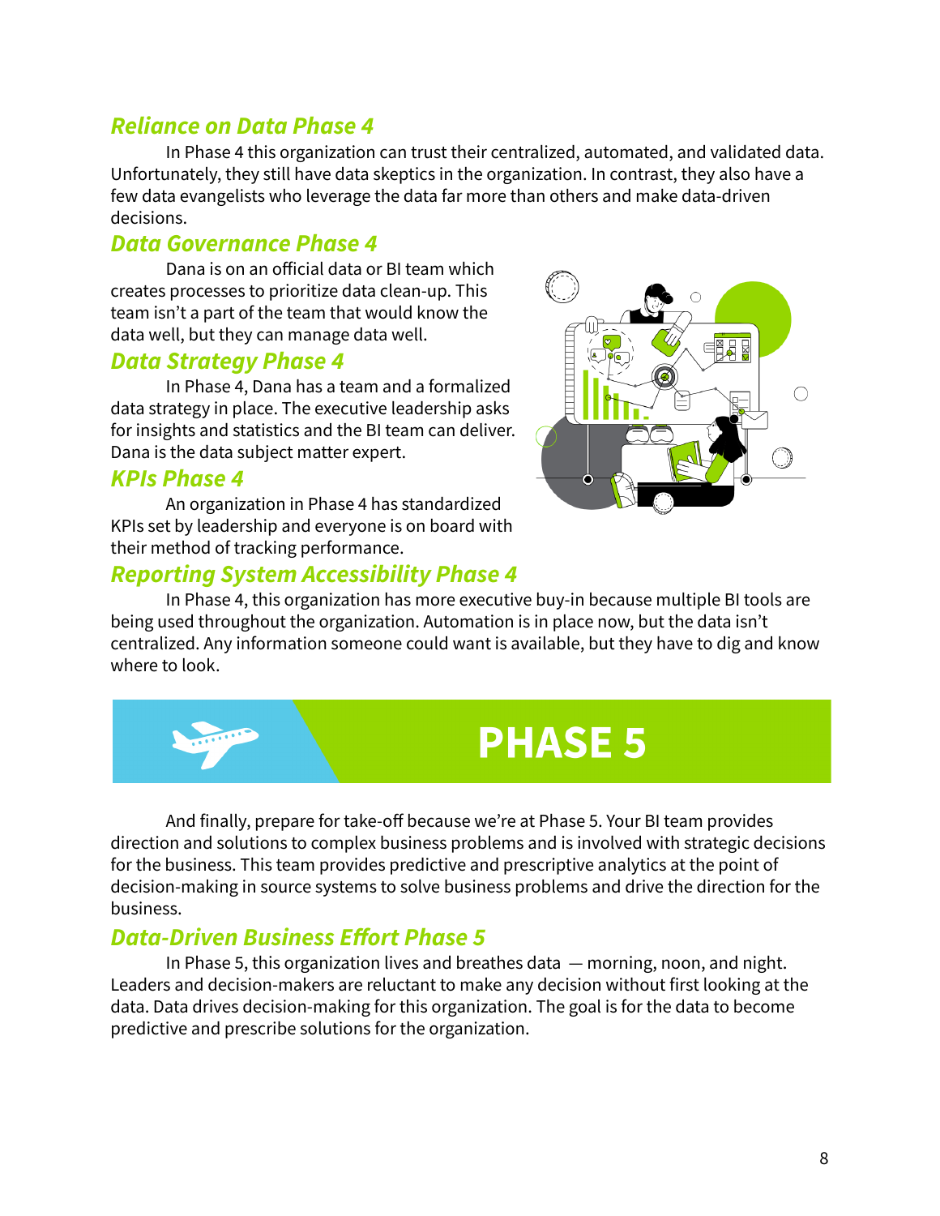### *Reliance on Data Phase 4*

In Phase 4 this organization can trust their centralized, automated, and validated data. Unfortunately, they still have data skeptics in the organization. In contrast, they also have a few data evangelists who leverage the data far more than others and make data-driven decisions.

### *Data Governance Phase 4*

Dana is on an official data or BI team which creates processes to prioritize data clean-up. This team isn't a part of the team that would know the data well, but they can manage data well.

### *Data Strategy Phase 4*

In Phase 4, Dana has a team and a formalized data strategy in place. The executive leadership asks for insights and statistics and the BI team can deliver. Dana is the data subject matter expert.

### *KPIs Phase 4*

An organization in Phase 4 has standardized KPIs set by leadership and everyone is on board with their method of tracking performance.

### *Reporting System Accessibility Phase 4*

In Phase 4, this organization has more executive buy-in because multiple BI tools are being used throughout the organization. Automation is in place now, but the data isn't centralized. Any information someone could want is available, but they have to dig and know where to look.

# PHASE 5

And finally, prepare for take-off because we're at Phase 5. Your BI team provides direction and solutions to complex business problems and is involved with strategic decisions for the business. This team provides predictive and prescriptive analytics at the point of decision-making in source systems to solve business problems and drive the direction for the business.

### *Data-Driven Business Effort Phase 5*

In Phase 5, this organization lives and breathes data — morning, noon, and night. Leaders and decision-makers are reluctant to make any decision without first looking at the data. Data drives decision-making for this organization. The goal is for the data to become predictive and prescribe solutions for the organization.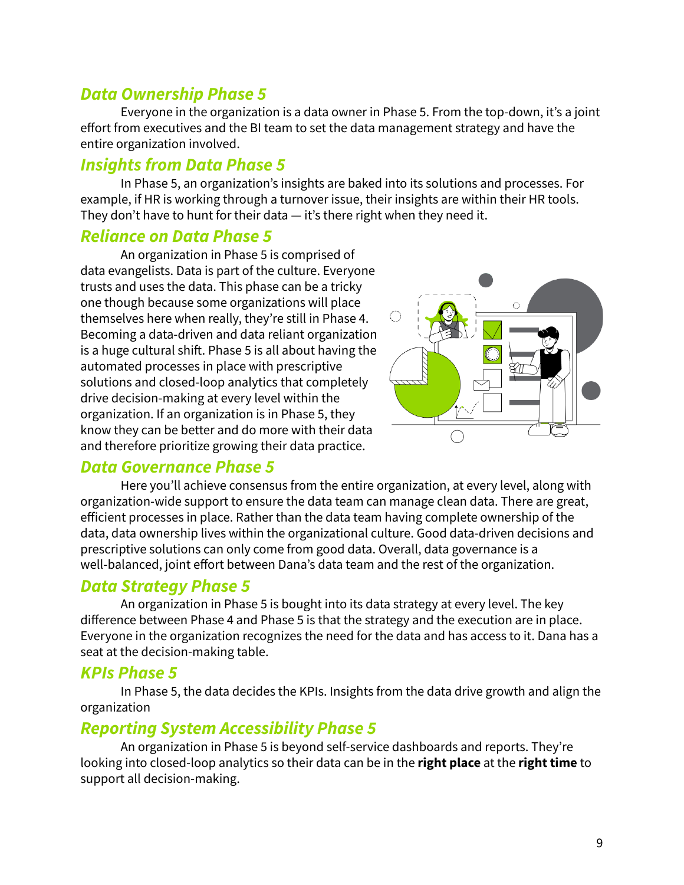## *Data Ownership Phase 5*

Everyone in the organization is a data owner in Phase 5. From the top-down, it's a joint effort from executives and the BI team to set the data management strategy and have the entire organization involved.

## *Insights from Data Phase 5*

In Phase 5, an organization's insights are baked into its solutions and processes. For example, if HR is working through a turnover issue, their insights are within their HR tools. They don't have to hunt for their data — it's there right when they need it.

## *Reliance on Data Phase 5*

An organization in Phase 5 is comprised of data evangelists. Data is part of the culture. Everyone trusts and uses the data. This phase can be a tricky one though because some organizations will place themselves here when really, they're still in Phase 4. Becoming a data-driven and data reliant organization is a huge cultural shift. Phase 5 is all about having the automated processes in place with prescriptive solutions and closed-loop analytics that completely drive decision-making at every level within the organization. If an organization is in Phase 5, they know they can be better and do more with their data and therefore prioritize growing their data practice.

## *Data Governance Phase 5*

Here you'll achieve consensus from the entire organization, at every level, along with organization-wide support to ensure the data team can manage clean data. There are great, efficient processes in place. Rather than the data team having complete ownership of the data, data ownership lives within the organizational culture. Good data-driven decisions and prescriptive solutions can only come from good data. Overall, data governance is a well-balanced, joint effort between Dana's data team and the rest of the organization.

## *Data Strategy Phase 5*

An organization in Phase 5 is bought into its data strategy at every level. The key difference between Phase 4 and Phase 5 is that the strategy and the execution are in place. Everyone in the organization recognizes the need for the data and has access to it. Dana has a seat at the decision-making table.

## *KPIs Phase 5*

In Phase 5, the data decides the KPIs. Insights from the data drive growth and align the organization

## *Reporting System Accessibility Phase 5*

An organization in Phase 5 is beyond self-service dashboards and reports. They're looking into closed-loop analytics so their data can be in the **right place** at the **right time** to support all decision-making.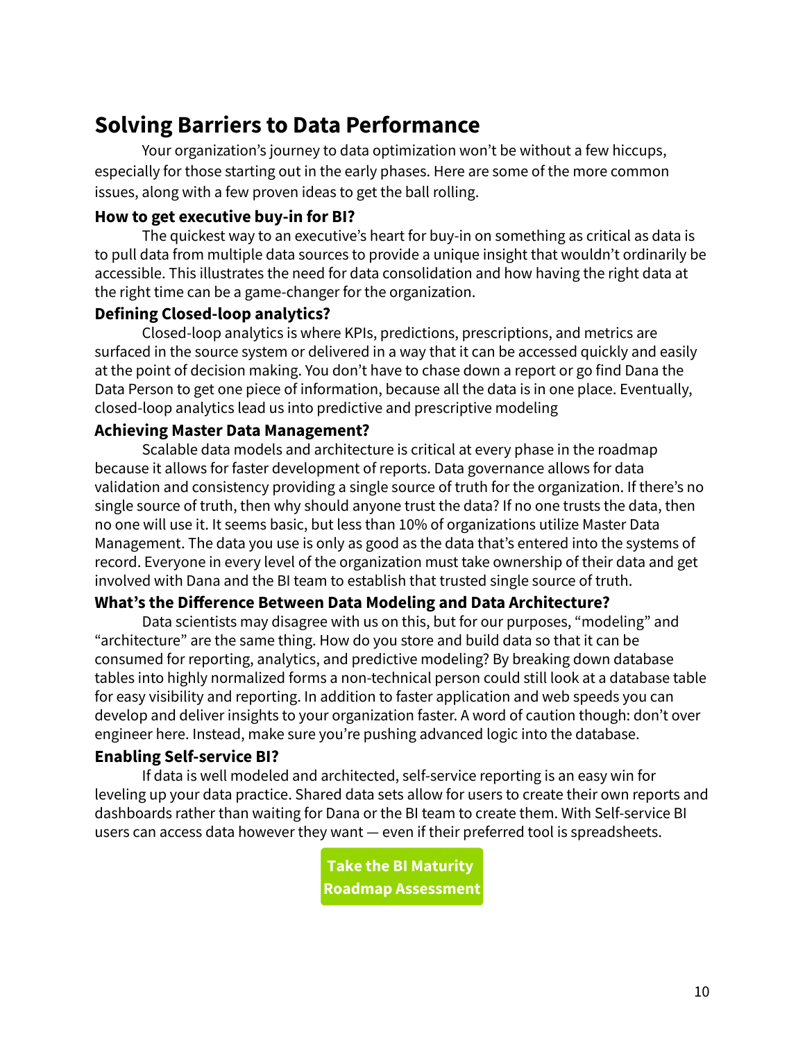## Solving Barriers to Data Performance

Your organization's journey to data optimization won't be without a few hiccups, especially for those starting out in the early phases. Here are some of the more common issues, along with a few proven ideas to get the ball rolling.

### How to get executive buy-in for BI?

The quickest way to an executive's heart for buy-in on something as critical as data is to pull data from multiple data sources to provide a unique insight that wouldn't ordinarily be accessible. This illustrates the need for data consolidation and how having the right data at the right time can be a game-changer for the organization.

### Defining Closed-loop analytics?

Closed-loop analytics is where KPIs, predictions, prescriptions, and metrics are surfaced in the source system or delivered in a way that it can be accessed quickly and easily at the point of decision making. You don't have to chase down a report or go find Dana the Data Person to get one piece of information, because all the data is in one place. Eventually, closed-loop analytics lead us into predictive and prescriptive modeling

### Achieving Master Data Management?

Scalable data models and architecture is critical at every phase in the roadmap because it allows for faster development of reports. Data governance allows for data validation and consistency providing a single source of truth for the organization. If there's no single source of truth, then why should anyone trust the data? If no one trusts the data, then no one will use it. It seems basic, but less than 10% of organizations utilize Master Data Management. The data you use is only as good as the data that's entered into the systems of record. Everyone in every level of the organization must take ownership of their data and get involved with Dana and the BI team to establish that trusted single source of truth.

### What's the Difference Between Data Modeling and Data Architecture?

Data scientists may disagree with us on this, but for our purposes, "modeling" and "architecture" are the same thing. How do you store and build data so that it can be consumed for reporting, analytics, and predictive modeling? By breaking down database tables into highly normalized forms a non-technical person could still look at a database table for easy visibility and reporting. In addition to faster application and web speeds you can develop and deliver insights to your organization faster. A word of caution though: don't over engineer here. Instead, make sure you're pushing advanced logic into the database.

### Enabling Self-service BI?

If data is well modeled and architected, self-service reporting is an easy win for leveling up your data practice. Shared data sets allow for users to create their own reports and dashboards rather than waiting for Dana or the BI team to create them. With Self-service BI users can access data however they want — even if their preferred tool is spreadsheets.

**Take the BI Maturity Roadmap Assessment**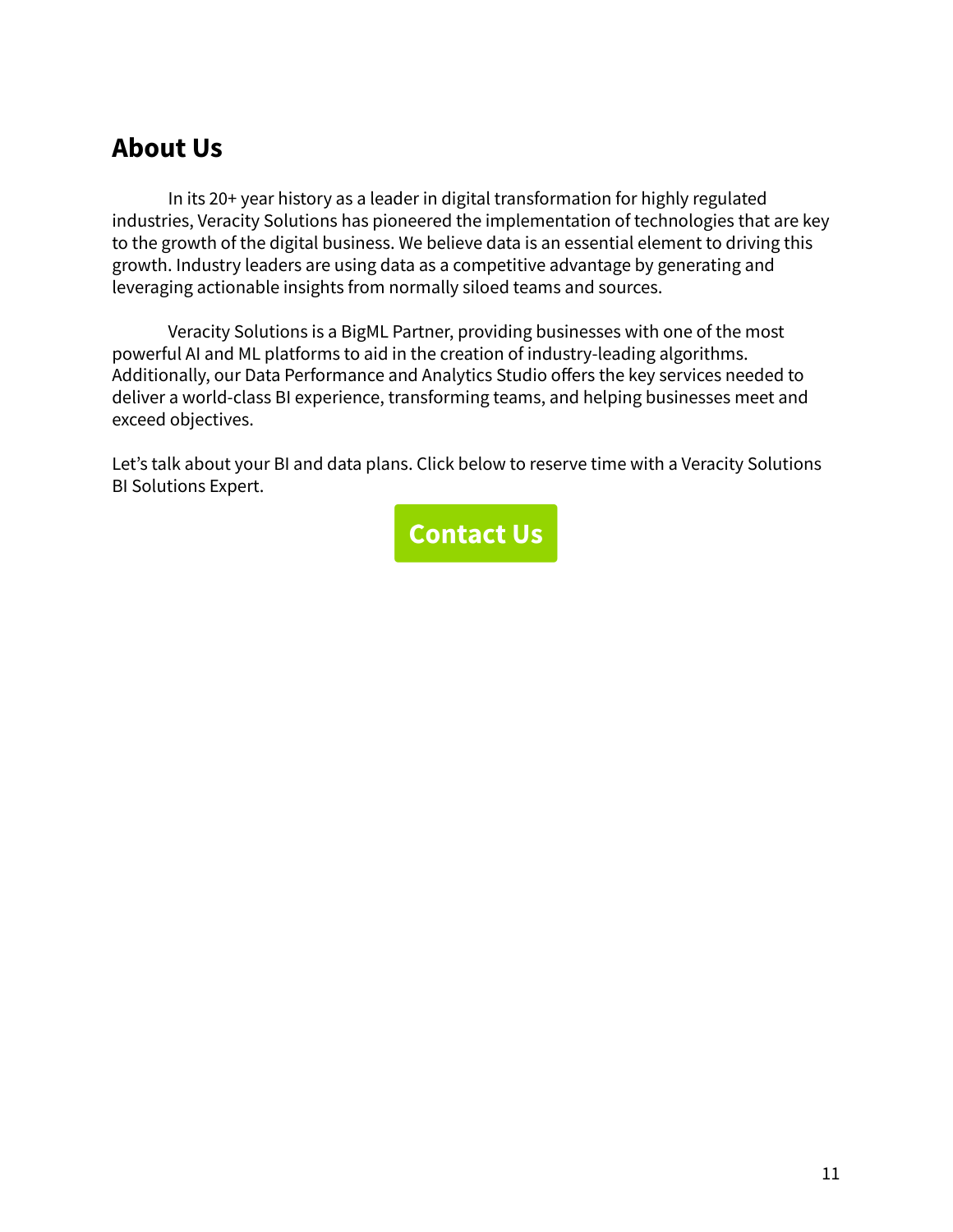## About Us

In its 20+ year history as a leader in digital transformation for highly regulated industries, Veracity Solutions has pioneered the implementation of technologies that are key to the growth of the digital business. We believe data is an essential element to driving this growth. Industry leaders are using data as a competitive advantage by generating and leveraging actionable insights from normally siloed teams and sources.

Veracity Solutions is a BigML Partner, providing businesses with one of the most powerful AI and ML platforms to aid in the creation of industry-leading algorithms. Additionally, our Data Performance and Analytics Studio offers the key services needed to deliver a world-class BI experience, transforming teams, and helping businesses meet and exceed objectives.

Let's talk about your BI and data plans. Click below to reserve time with a Veracity Solutions BI Solutions Expert.

**Contact Us**